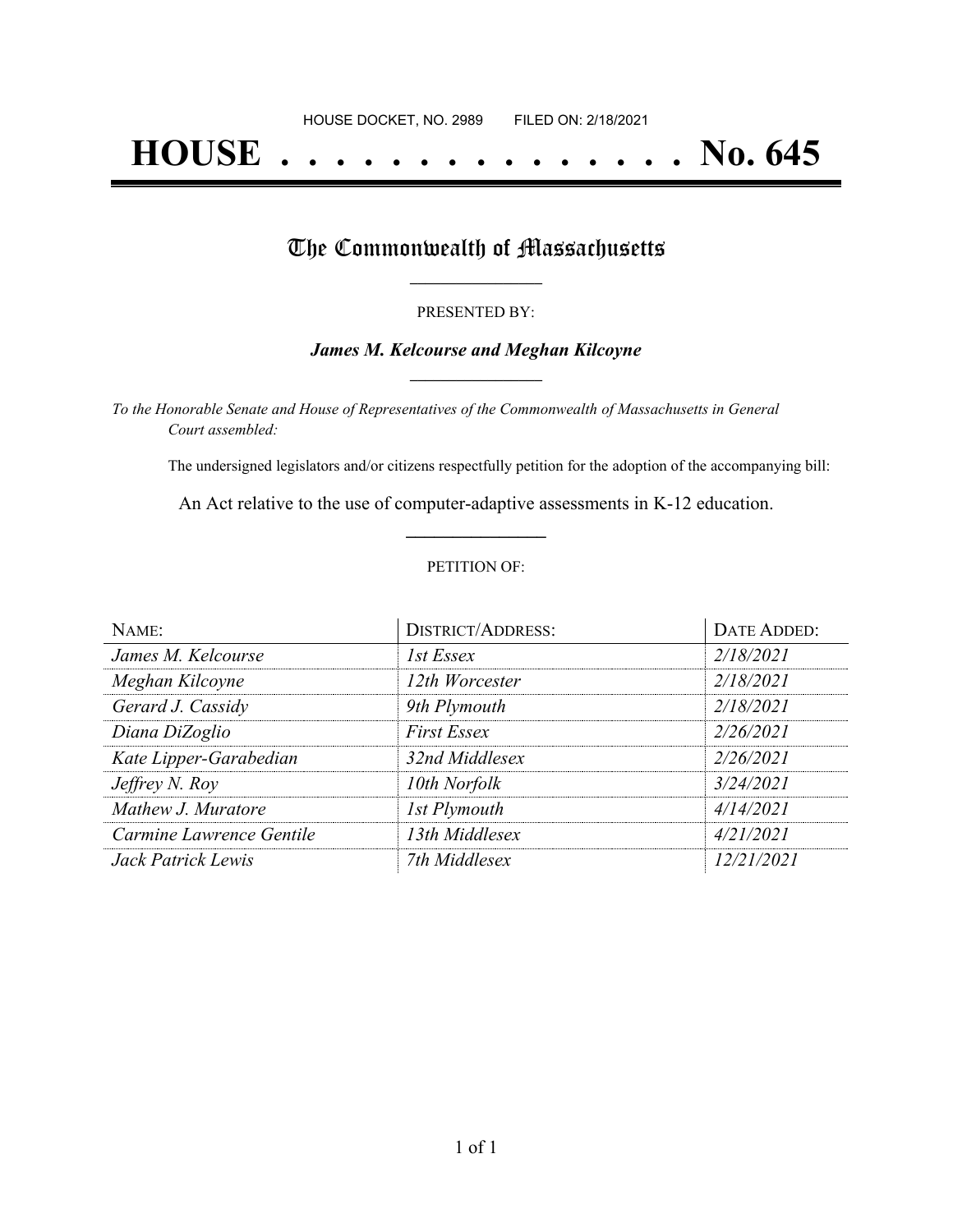HOUSE DOCKET, NO. 2989 FILED ON: 2/18/2021

# HOUSE . . . . . . . . . . . . . . . . No. 645

## The Commonwealth of Massachusetts

PRESENTED BY:

***James M. Kelcourse and Meghan Kilcoyne***

*To the Honorable Senate and House of Representatives of the Commonwealth of Massachusetts in General Court assembled:*

The undersigned legislators and/or citizens respectfully petition for the adoption of the accompanying bill:

An Act relative to the use of computer-adaptive assessments in K-12 education.

PETITION OF:

| NAME: | DISTRICT/ADDRESS: | DATE ADDED: |
|---|---|---|
| *James M. Kelcourse* | *1st Essex* | *2/18/2021* |
| *Meghan Kilcoyne* | *12th Worcester* | *2/18/2021* |
| *Gerard J. Cassidy* | *9th Plymouth* | *2/18/2021* |
| *Diana DiZoglio* | *First Essex* | *2/26/2021* |
| *Kate Lipper-Garabedian* | *32nd Middlesex* | *2/26/2021* |
| *Jeffrey N. Roy* | *10th Norfolk* | *3/24/2021* |
| *Mathew J. Muratore* | *1st Plymouth* | *4/14/2021* |
| *Carmine Lawrence Gentile* | *13th Middlesex* | *4/21/2021* |
| *Jack Patrick Lewis* | *7th Middlesex* | *12/21/2021* |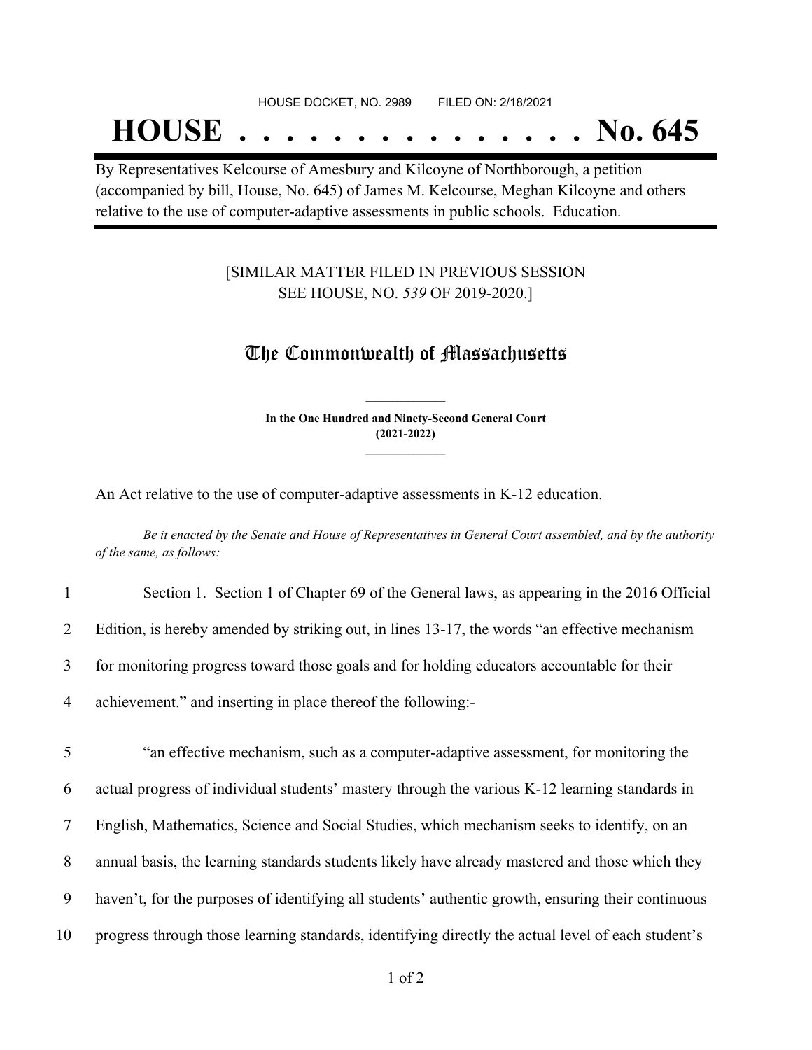HOUSE DOCKET, NO. 2989 FILED ON: 2/18/2021

# HOUSE . . . . . . . . . . . . . . . No. 645

By Representatives Kelcourse of Amesbury and Kilcoyne of Northborough, a petition (accompanied by bill, House, No. 645) of James M. Kelcourse, Meghan Kilcoyne and others relative to the use of computer-adaptive assessments in public schools. Education.

[SIMILAR MATTER FILED IN PREVIOUS SESSION SEE HOUSE, NO. *539* OF 2019-2020.]

## The Commonwealth of Massachusetts

**In the One Hundred and Ninety-Second General Court (2021-2022)**

An Act relative to the use of computer-adaptive assessments in K-12 education.

*Be it enacted by the Senate and House of Representatives in General Court assembled, and by the authority of the same, as follows:*

1 Section 1. Section 1 of Chapter 69 of the General laws, as appearing in the 2016 Official
2 Edition, is hereby amended by striking out, in lines 13-17, the words "an effective mechanism
3 for monitoring progress toward those goals and for holding educators accountable for their
4 achievement." and inserting in place thereof the following:-

5 "an effective mechanism, such as a computer-adaptive assessment, for monitoring the
6 actual progress of individual students' mastery through the various K-12 learning standards in
7 English, Mathematics, Science and Social Studies, which mechanism seeks to identify, on an
8 annual basis, the learning standards students likely have already mastered and those which they
9 haven't, for the purposes of identifying all students' authentic growth, ensuring their continuous
10 progress through those learning standards, identifying directly the actual level of each student's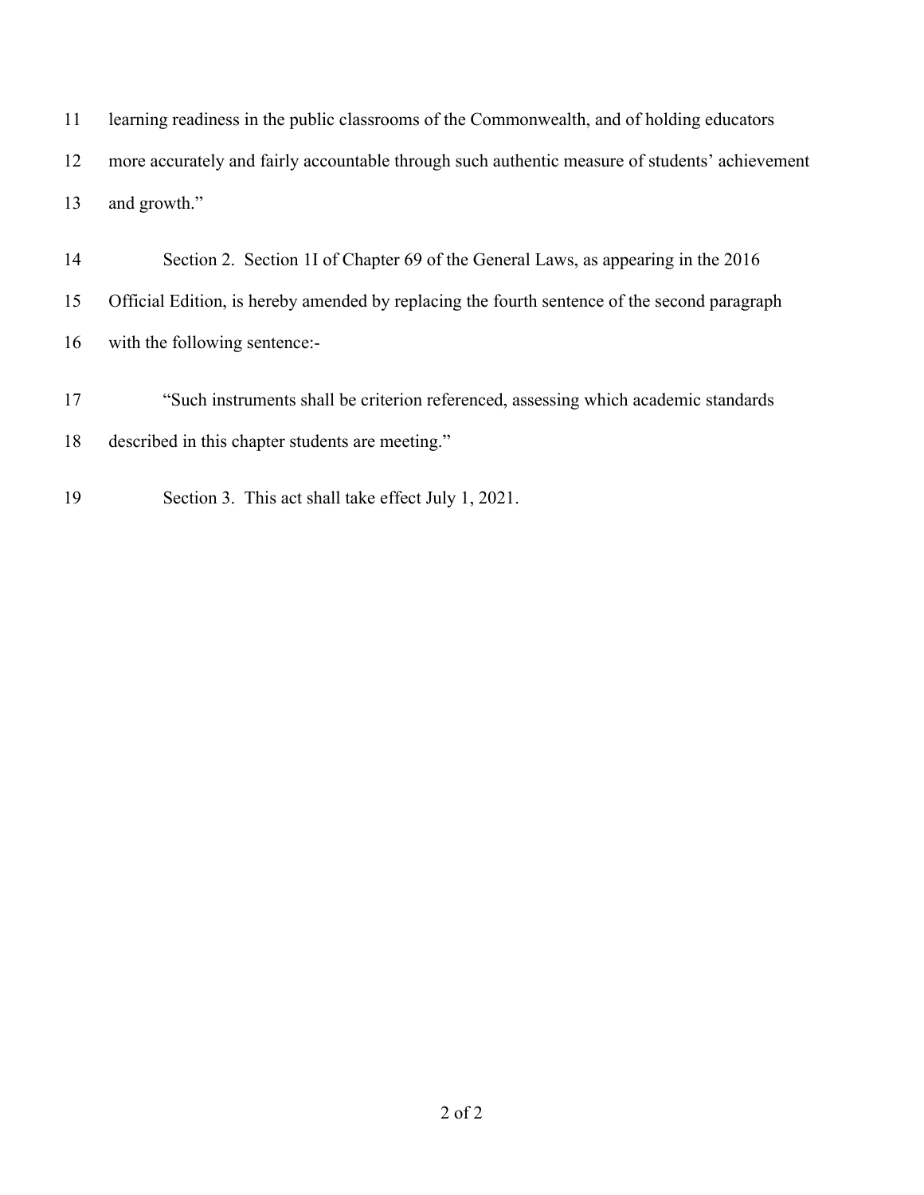learning readiness in the public classrooms of the Commonwealth, and of holding educators more accurately and fairly accountable through such authentic measure of students' achievement and growth."

Section 2. Section 1I of Chapter 69 of the General Laws, as appearing in the 2016 Official Edition, is hereby amended by replacing the fourth sentence of the second paragraph with the following sentence:-

"Such instruments shall be criterion referenced, assessing which academic standards described in this chapter students are meeting."

Section 3. This act shall take effect July 1, 2021.